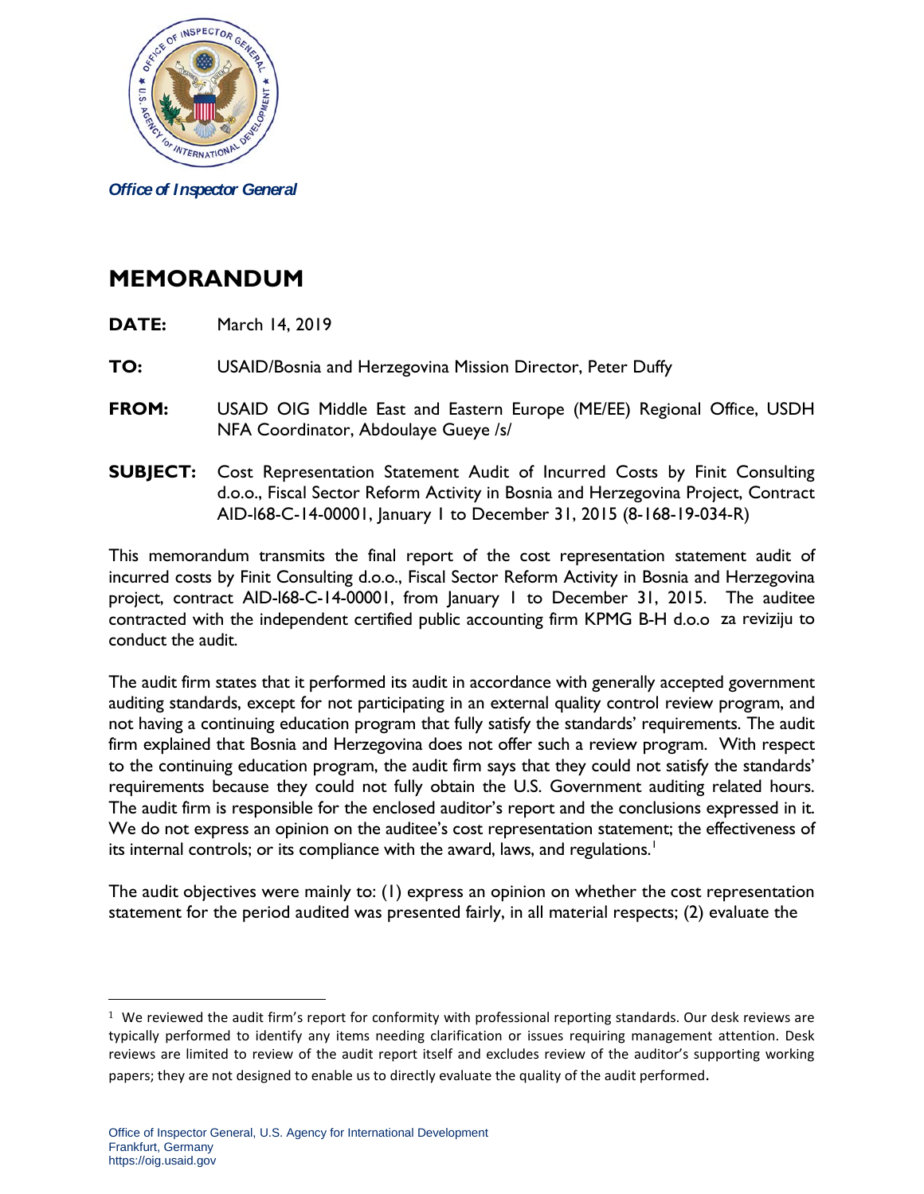Office of Inspector General

# MEMORANDUM

**DATE:** March 14, 2019

**TO:** USAID/Bosnia and Herzegovina Mission Director, Peter Duffy

**FROM:** USAID OIG Middle East and Eastern Europe (ME/EE) Regional Office, USDH NFA Coordinator, Abdoulaye Gueye /s/

**SUBJECT:** Cost Representation Statement Audit of Incurred Costs by Finit Consulting d.o.o., Fiscal Sector Reform Activity in Bosnia and Herzegovina Project, Contract AID-168-C-14-00001, January 1 to December 31, 2015 (8-168-19-034-R)

This memorandum transmits the final report of the cost representation statement audit of incurred costs by Finit Consulting d.o.o., Fiscal Sector Reform Activity in Bosnia and Herzegovina project, contract AID-168-C-14-00001, from January 1 to December 31, 2015. The auditee contracted with the independent certified public accounting firm KPMG B-H d.o.o za reviziju to conduct the audit.

The audit firm states that it performed its audit in accordance with generally accepted government auditing standards, except for not participating in an external quality control review program, and not having a continuing education program that fully satisfy the standards' requirements. The audit firm explained that Bosnia and Herzegovina does not offer such a review program. With respect to the continuing education program, the audit firm says that they could not satisfy the standards' requirements because they could not fully obtain the U.S. Government auditing related hours. The audit firm is responsible for the enclosed auditor's report and the conclusions expressed in it. We do not express an opinion on the auditee's cost representation statement; the effectiveness of its internal controls; or its compliance with the award, laws, and regulations.[1]

The audit objectives were mainly to: (1) express an opinion on whether the cost representation statement for the period audited was presented fairly, in all material respects; (2) evaluate the

---

[1] We reviewed the audit firm's report for conformity with professional reporting standards. Our desk reviews are typically performed to identify any items needing clarification or issues requiring management attention. Desk reviews are limited to review of the audit report itself and excludes review of the auditor's supporting working papers; they are not designed to enable us to directly evaluate the quality of the audit performed.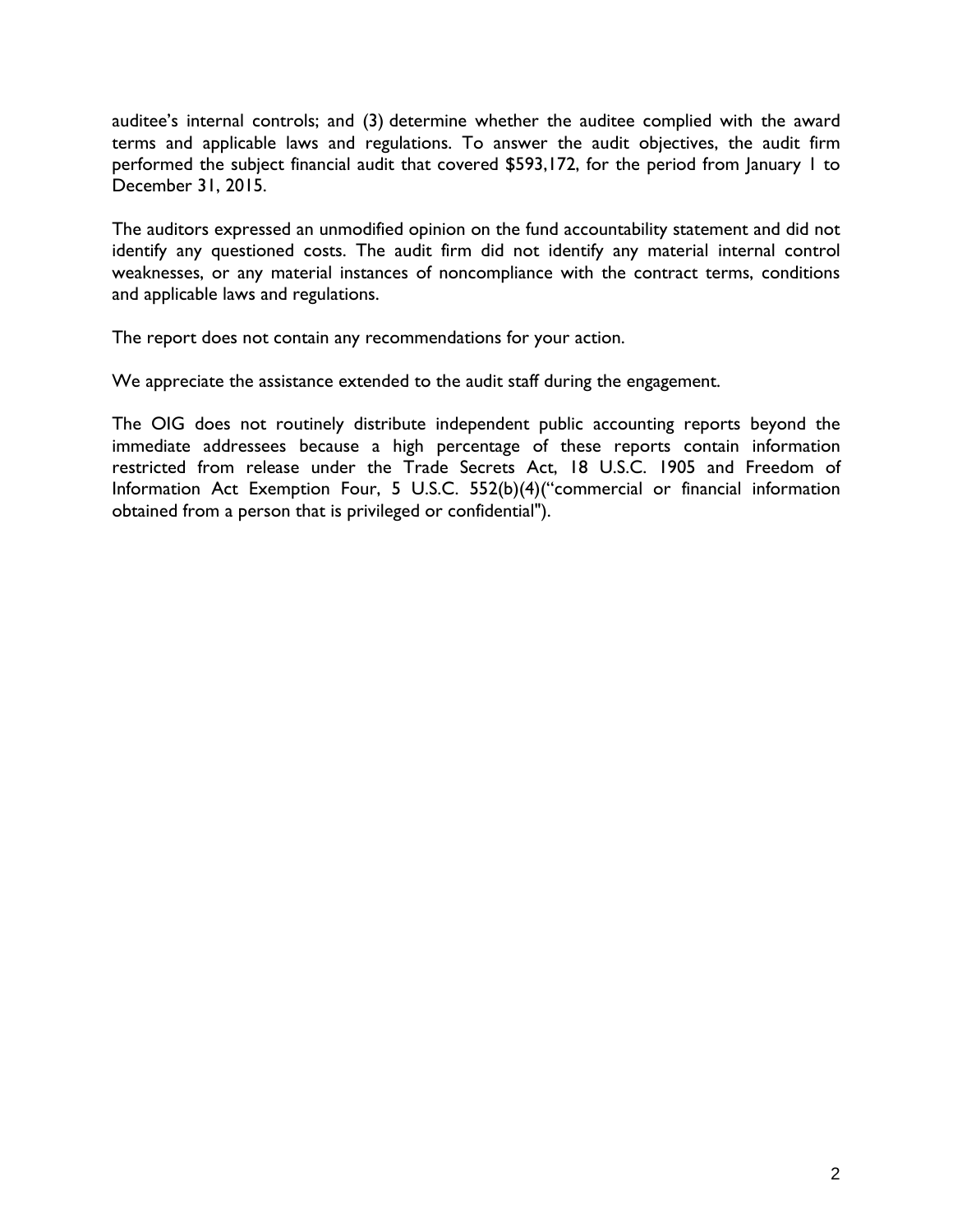auditee's internal controls; and (3) determine whether the auditee complied with the award terms and applicable laws and regulations. To answer the audit objectives, the audit firm performed the subject financial audit that covered $593,172, for the period from January 1 to December 31, 2015.

The auditors expressed an unmodified opinion on the fund accountability statement and did not identify any questioned costs. The audit firm did not identify any material internal control weaknesses, or any material instances of noncompliance with the contract terms, conditions and applicable laws and regulations.

The report does not contain any recommendations for your action.

We appreciate the assistance extended to the audit staff during the engagement.

The OIG does not routinely distribute independent public accounting reports beyond the immediate addressees because a high percentage of these reports contain information restricted from release under the Trade Secrets Act, 18 U.S.C. 1905 and Freedom of Information Act Exemption Four, 5 U.S.C. 552(b)(4)("commercial or financial information obtained from a person that is privileged or confidential").